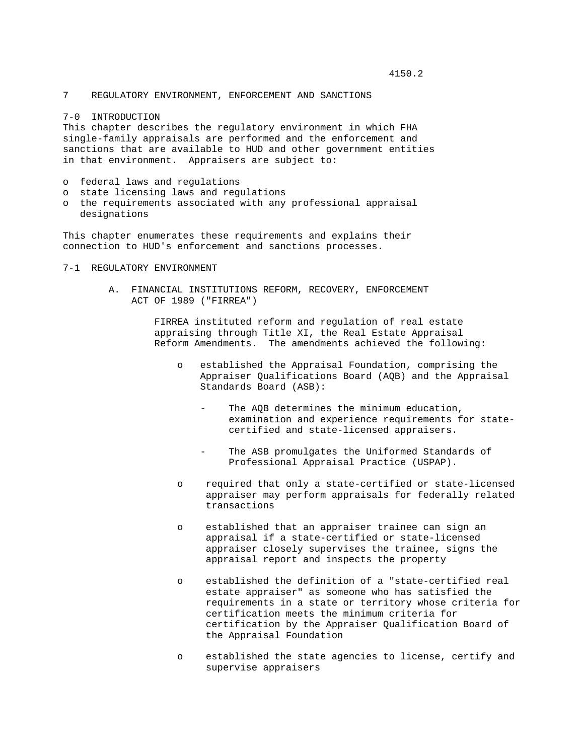# 7 REGULATORY ENVIRONMENT, ENFORCEMENT AND SANCTIONS

## 7-0 INTRODUCTION

This chapter describes the regulatory environment in which FHA single-family appraisals are performed and the enforcement and sanctions that are available to HUD and other government entities in that environment. Appraisers are subject to:

- federal laws and regulations
- state licensing laws and regulations
- the requirements associated with any professional appraisal designations

This chapter enumerates these requirements and explains their connection to HUD's enforcement and sanctions processes.

## 7-1 REGULATORY ENVIRONMENT

### A. FINANCIAL INSTITUTIONS REFORM, RECOVERY, ENFORCEMENT ACT OF 1989 ("FIRREA")

FIRREA instituted reform and regulation of real estate appraising through Title XI, the Real Estate Appraisal Reform Amendments. The amendments achieved the following:

- established the Appraisal Foundation, comprising the Appraiser Qualifications Board (AQB) and the Appraisal Standards Board (ASB):
  - The AQB determines the minimum education, examination and experience requirements for state-certified and state-licensed appraisers.
  - The ASB promulgates the Uniformed Standards of Professional Appraisal Practice (USPAP).
- required that only a state-certified or state-licensed appraiser may perform appraisals for federally related transactions
- established that an appraiser trainee can sign an appraisal if a state-certified or state-licensed appraiser closely supervises the trainee, signs the appraisal report and inspects the property
- established the definition of a "state-certified real estate appraiser" as someone who has satisfied the requirements in a state or territory whose criteria for certification meets the minimum criteria for certification by the Appraiser Qualification Board of the Appraisal Foundation
- established the state agencies to license, certify and supervise appraisers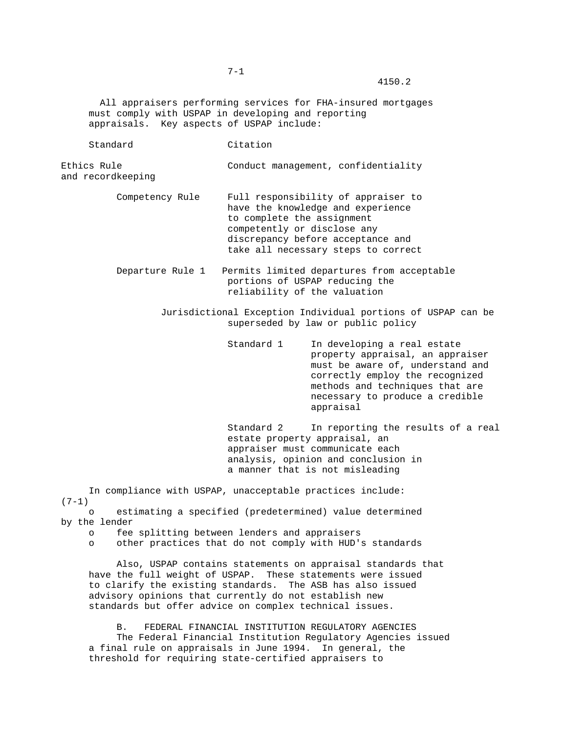All appraisers performing services for FHA-insured mortgages must comply with USPAP in developing and reporting appraisals. Key aspects of USPAP include:

| Standard | Citation |
|---|---|
| Ethics Rule | Conduct management, confidentiality and recordkeeping |
| Competency Rule | Full responsibility of appraiser to have the knowledge and experience to complete the assignment competently or disclose any discrepancy before acceptance and take all necessary steps to correct |
| Departure Rule 1 | Permits limited departures from acceptable portions of USPAP reducing the reliability of the valuation |
| Jurisdictional Exception | Individual portions of USPAP can be superseded by law or public policy |
| Standard 1 | In developing a real estate property appraisal, an appraiser must be aware of, understand and correctly employ the recognized methods and techniques that are necessary to produce a credible appraisal |
| Standard 2 | In reporting the results of a real estate property appraisal, an appraiser must communicate each analysis, opinion and conclusion in a manner that is not misleading |

In compliance with USPAP, unacceptable practices include: (7-1)

- estimating a specified (predetermined) value determined by the lender
- fee splitting between lenders and appraisers
- other practices that do not comply with HUD's standards

Also, USPAP contains statements on appraisal standards that have the full weight of USPAP. These statements were issued to clarify the existing standards. The ASB has also issued advisory opinions that currently do not establish new standards but offer advice on complex technical issues.

## B. FEDERAL FINANCIAL INSTITUTION REGULATORY AGENCIES

The Federal Financial Institution Regulatory Agencies issued a final rule on appraisals in June 1994. In general, the threshold for requiring state-certified appraisers to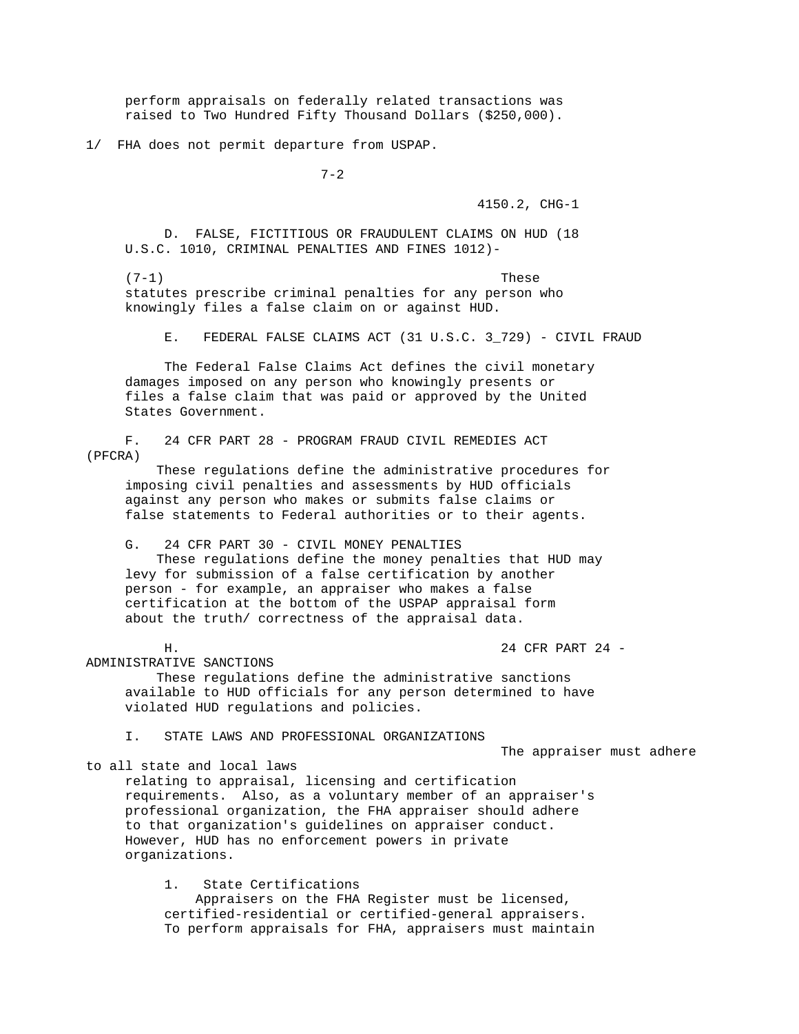perform appraisals on federally related transactions was raised to Two Hundred Fifty Thousand Dollars ($250,000).

1/ FHA does not permit departure from USPAP.

D. FALSE, FICTITIOUS OR FRAUDULENT CLAIMS ON HUD (18 U.S.C. 1010, CRIMINAL PENALTIES AND FINES 1012)-

(7-1) These statutes prescribe criminal penalties for any person who knowingly files a false claim on or against HUD.

E. FEDERAL FALSE CLAIMS ACT (31 U.S.C. 3_729) - CIVIL FRAUD

The Federal False Claims Act defines the civil monetary damages imposed on any person who knowingly presents or files a false claim that was paid or approved by the United States Government.

F. 24 CFR PART 28 - PROGRAM FRAUD CIVIL REMEDIES ACT (PFCRA)

These regulations define the administrative procedures for imposing civil penalties and assessments by HUD officials against any person who makes or submits false claims or false statements to Federal authorities or to their agents.

G. 24 CFR PART 30 - CIVIL MONEY PENALTIES

These regulations define the money penalties that HUD may levy for submission of a false certification by another person - for example, an appraiser who makes a false certification at the bottom of the USPAP appraisal form about the truth/ correctness of the appraisal data.

H. 24 CFR PART 24 - ADMINISTRATIVE SANCTIONS

These regulations define the administrative sanctions available to HUD officials for any person determined to have violated HUD regulations and policies.

I. STATE LAWS AND PROFESSIONAL ORGANIZATIONS

The appraiser must adhere to all state and local laws relating to appraisal, licensing and certification requirements. Also, as a voluntary member of an appraiser's professional organization, the FHA appraiser should adhere to that organization's guidelines on appraiser conduct. However, HUD has no enforcement powers in private organizations.

1. State Certifications

Appraisers on the FHA Register must be licensed, certified-residential or certified-general appraisers. To perform appraisals for FHA, appraisers must maintain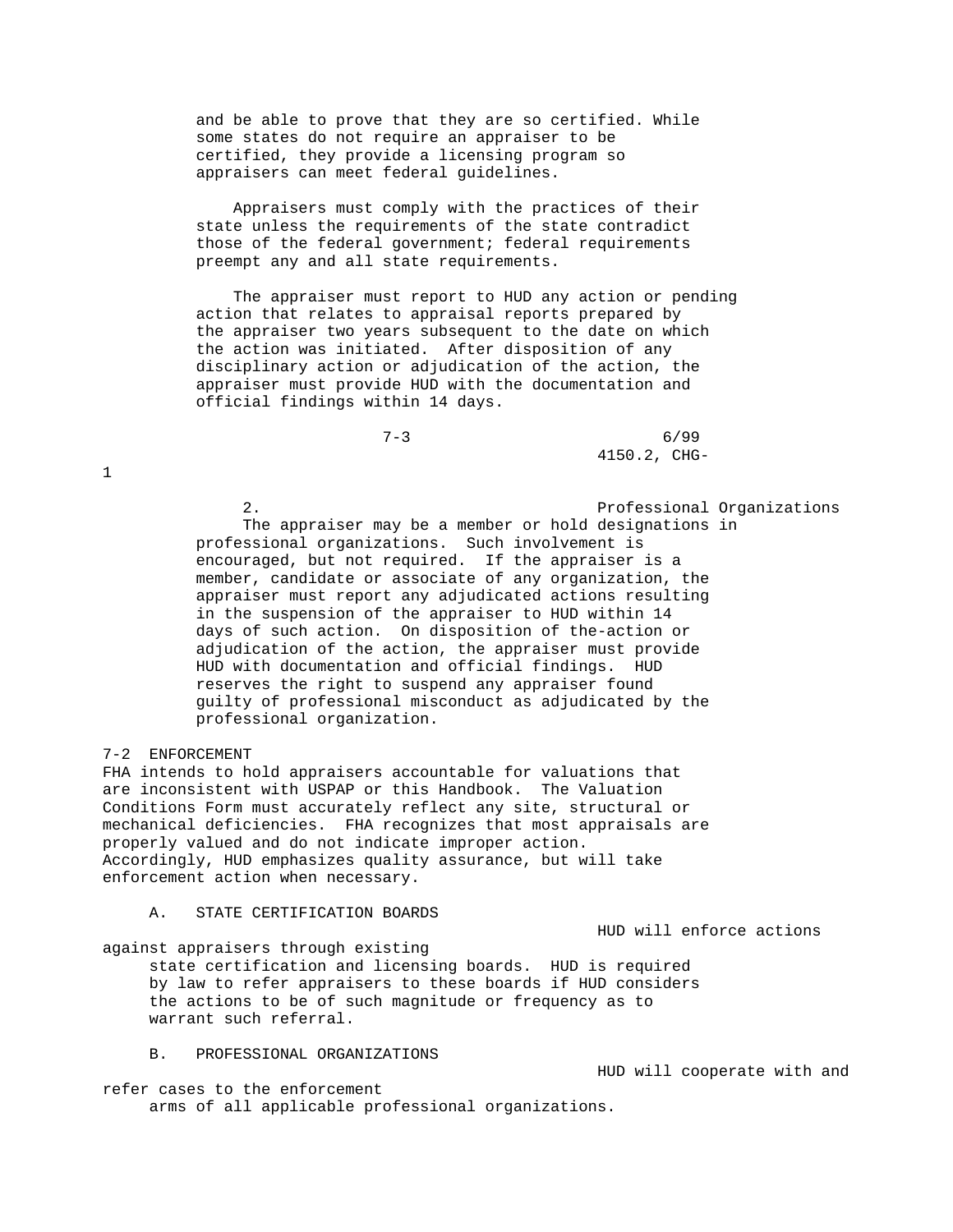and be able to prove that they are so certified. While some states do not require an appraiser to be certified, they provide a licensing program so appraisers can meet federal guidelines.

Appraisers must comply with the practices of their state unless the requirements of the state contradict those of the federal government; federal requirements preempt any and all state requirements.

The appraiser must report to HUD any action or pending action that relates to appraisal reports prepared by the appraiser two years subsequent to the date on which the action was initiated. After disposition of any disciplinary action or adjudication of the action, the appraiser must provide HUD with the documentation and official findings within 14 days.

2. Professional Organizations

The appraiser may be a member or hold designations in professional organizations. Such involvement is encouraged, but not required. If the appraiser is a member, candidate or associate of any organization, the appraiser must report any adjudicated actions resulting in the suspension of the appraiser to HUD within 14 days of such action. On disposition of the-action or adjudication of the action, the appraiser must provide HUD with documentation and official findings. HUD reserves the right to suspend any appraiser found guilty of professional misconduct as adjudicated by the professional organization.

## 7-2 ENFORCEMENT

FHA intends to hold appraisers accountable for valuations that are inconsistent with USPAP or this Handbook. The Valuation Conditions Form must accurately reflect any site, structural or mechanical deficiencies. FHA recognizes that most appraisals are properly valued and do not indicate improper action. Accordingly, HUD emphasizes quality assurance, but will take enforcement action when necessary.

### A. STATE CERTIFICATION BOARDS

HUD will enforce actions against appraisers through existing state certification and licensing boards. HUD is required by law to refer appraisers to these boards if HUD considers the actions to be of such magnitude or frequency as to warrant such referral.

### B. PROFESSIONAL ORGANIZATIONS

HUD will cooperate with and refer cases to the enforcement arms of all applicable professional organizations.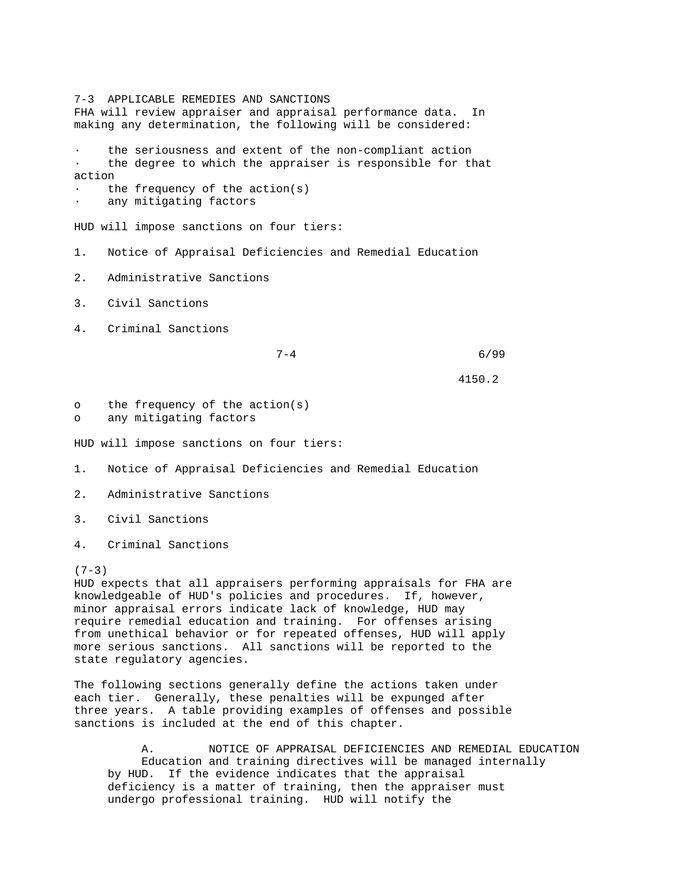7-3 APPLICABLE REMEDIES AND SANCTIONS

FHA will review appraiser and appraisal performance data. In making any determination, the following will be considered:

- the seriousness and extent of the non-compliant action
- the degree to which the appraiser is responsible for that action
- the frequency of the action(s)
- any mitigating factors

HUD will impose sanctions on four tiers:

1. Notice of Appraisal Deficiencies and Remedial Education
2. Administrative Sanctions
3. Civil Sanctions
4. Criminal Sanctions

- the frequency of the action(s)
- any mitigating factors

HUD will impose sanctions on four tiers:

1. Notice of Appraisal Deficiencies and Remedial Education
2. Administrative Sanctions
3. Civil Sanctions
4. Criminal Sanctions

(7-3)

HUD expects that all appraisers performing appraisals for FHA are knowledgeable of HUD's policies and procedures. If, however, minor appraisal errors indicate lack of knowledge, HUD may require remedial education and training. For offenses arising from unethical behavior or for repeated offenses, HUD will apply more serious sanctions. All sanctions will be reported to the state regulatory agencies.

The following sections generally define the actions taken under each tier. Generally, these penalties will be expunged after three years. A table providing examples of offenses and possible sanctions is included at the end of this chapter.

A. NOTICE OF APPRAISAL DEFICIENCIES AND REMEDIAL EDUCATION

Education and training directives will be managed internally by HUD. If the evidence indicates that the appraisal deficiency is a matter of training, then the appraiser must undergo professional training. HUD will notify the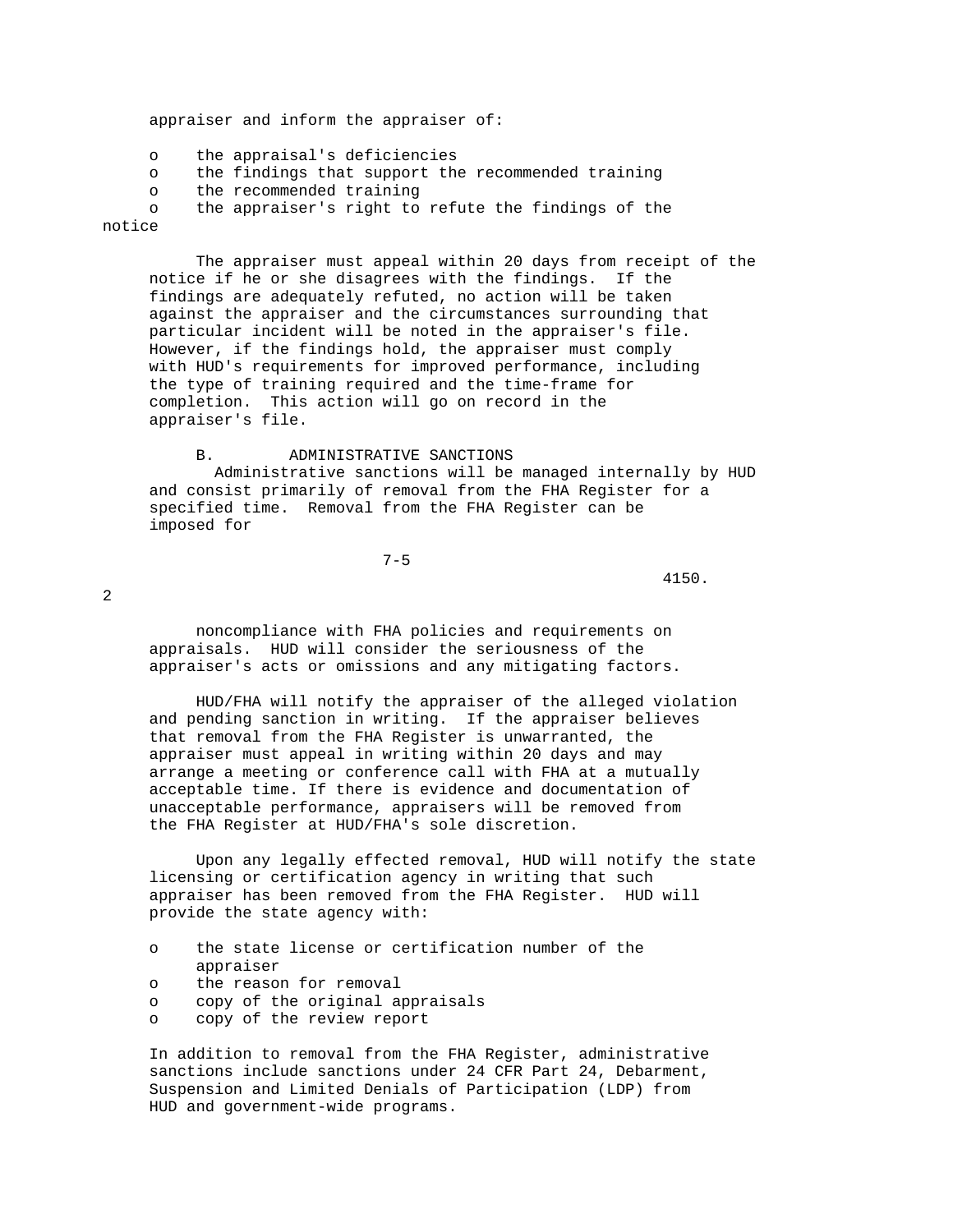appraiser and inform the appraiser of:

- the appraisal's deficiencies
- the findings that support the recommended training
- the recommended training
- the appraiser's right to refute the findings of the notice

The appraiser must appeal within 20 days from receipt of the notice if he or she disagrees with the findings. If the findings are adequately refuted, no action will be taken against the appraiser and the circumstances surrounding that particular incident will be noted in the appraiser's file. However, if the findings hold, the appraiser must comply with HUD's requirements for improved performance, including the type of training required and the time-frame for completion. This action will go on record in the appraiser's file.

B. ADMINISTRATIVE SANCTIONS

Administrative sanctions will be managed internally by HUD and consist primarily of removal from the FHA Register for a specified time. Removal from the FHA Register can be imposed for noncompliance with FHA policies and requirements on appraisals. HUD will consider the seriousness of the appraiser's acts or omissions and any mitigating factors.

HUD/FHA will notify the appraiser of the alleged violation and pending sanction in writing. If the appraiser believes that removal from the FHA Register is unwarranted, the appraiser must appeal in writing within 20 days and may arrange a meeting or conference call with FHA at a mutually acceptable time. If there is evidence and documentation of unacceptable performance, appraisers will be removed from the FHA Register at HUD/FHA's sole discretion.

Upon any legally effected removal, HUD will notify the state licensing or certification agency in writing that such appraiser has been removed from the FHA Register. HUD will provide the state agency with:

- the state license or certification number of the appraiser
- the reason for removal
- copy of the original appraisals
- copy of the review report

In addition to removal from the FHA Register, administrative sanctions include sanctions under 24 CFR Part 24, Debarment, Suspension and Limited Denials of Participation (LDP) from HUD and government-wide programs.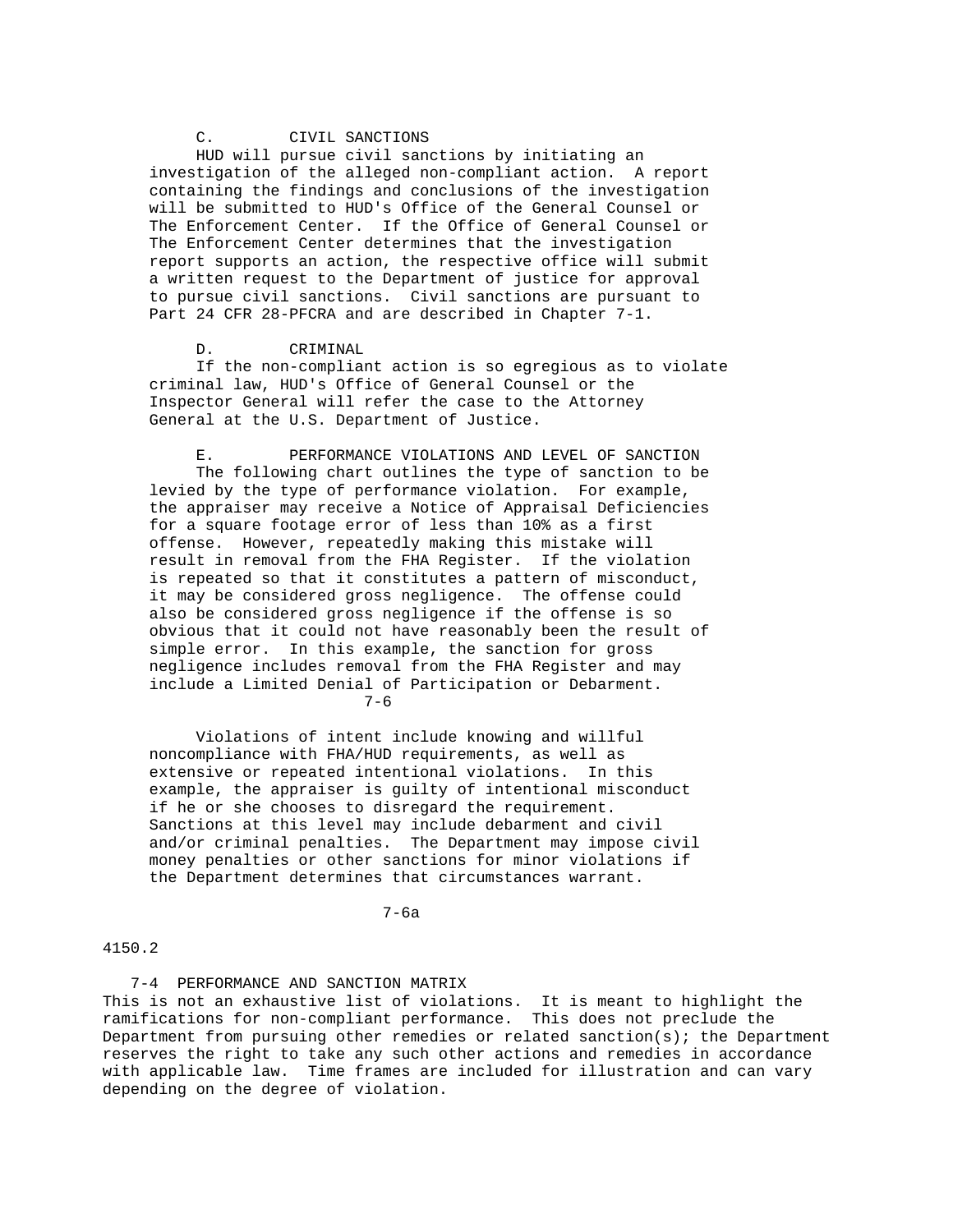### C. CIVIL SANCTIONS

HUD will pursue civil sanctions by initiating an investigation of the alleged non-compliant action. A report containing the findings and conclusions of the investigation will be submitted to HUD's Office of the General Counsel or The Enforcement Center. If the Office of General Counsel or The Enforcement Center determines that the investigation report supports an action, the respective office will submit a written request to the Department of justice for approval to pursue civil sanctions. Civil sanctions are pursuant to Part 24 CFR 28-PFCRA and are described in Chapter 7-1.

### D. CRIMINAL

If the non-compliant action is so egregious as to violate criminal law, HUD's Office of General Counsel or the Inspector General will refer the case to the Attorney General at the U.S. Department of Justice.

### E. PERFORMANCE VIOLATIONS AND LEVEL OF SANCTION

The following chart outlines the type of sanction to be levied by the type of performance violation. For example, the appraiser may receive a Notice of Appraisal Deficiencies for a square footage error of less than 10% as a first offense. However, repeatedly making this mistake will result in removal from the FHA Register. If the violation is repeated so that it constitutes a pattern of misconduct, it may be considered gross negligence. The offense could also be considered gross negligence if the offense is so obvious that it could not have reasonably been the result of simple error. In this example, the sanction for gross negligence includes removal from the FHA Register and may include a Limited Denial of Participation or Debarment.

Violations of intent include knowing and willful noncompliance with FHA/HUD requirements, as well as extensive or repeated intentional violations. In this example, the appraiser is guilty of intentional misconduct if he or she chooses to disregard the requirement. Sanctions at this level may include debarment and civil and/or criminal penalties. The Department may impose civil money penalties or other sanctions for minor violations if the Department determines that circumstances warrant.

## 7-4 PERFORMANCE AND SANCTION MATRIX

This is not an exhaustive list of violations. It is meant to highlight the ramifications for non-compliant performance. This does not preclude the Department from pursuing other remedies or related sanction(s); the Department reserves the right to take any such other actions and remedies in accordance with applicable law. Time frames are included for illustration and can vary depending on the degree of violation.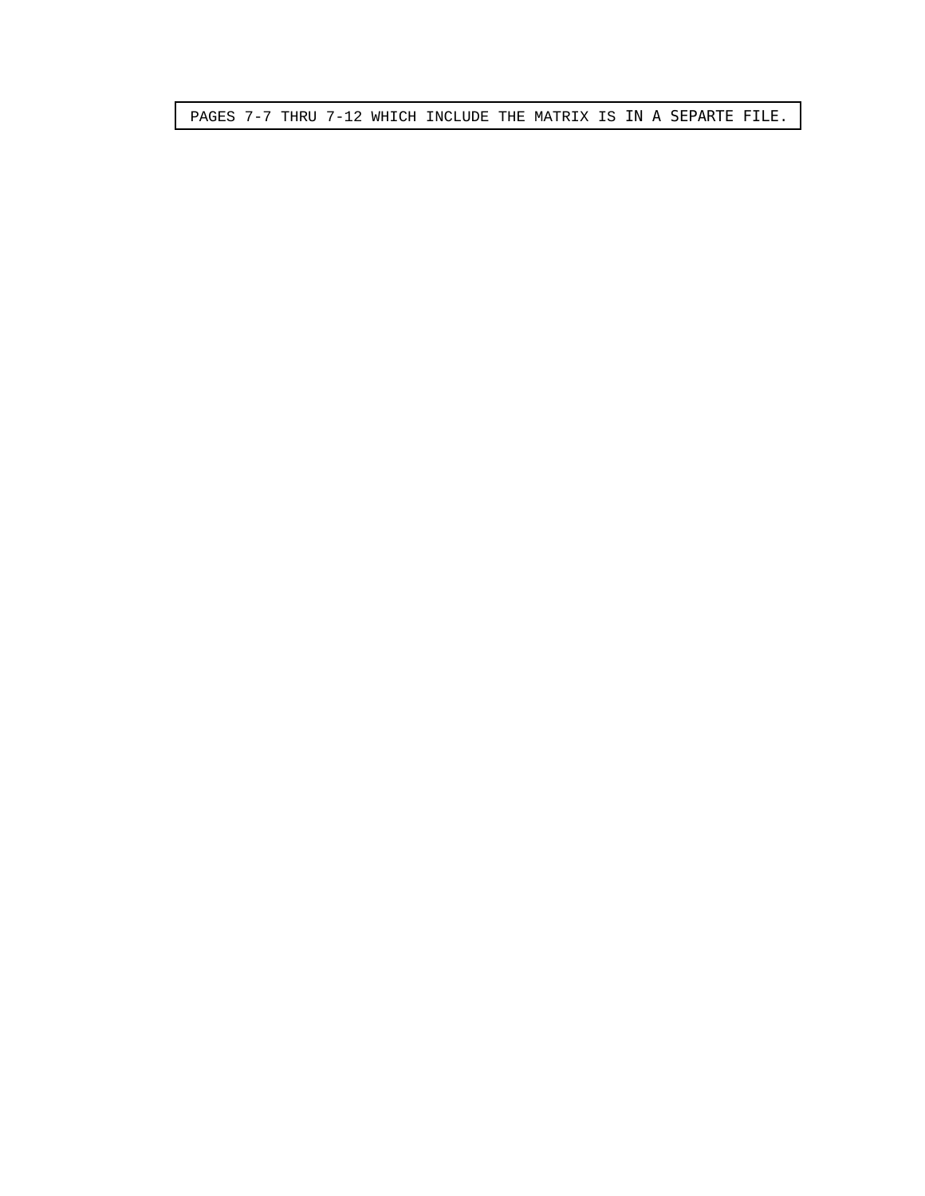PAGES 7-7 THRU 7-12 WHICH INCLUDE THE MATRIX IS IN A SEPARTE FILE.